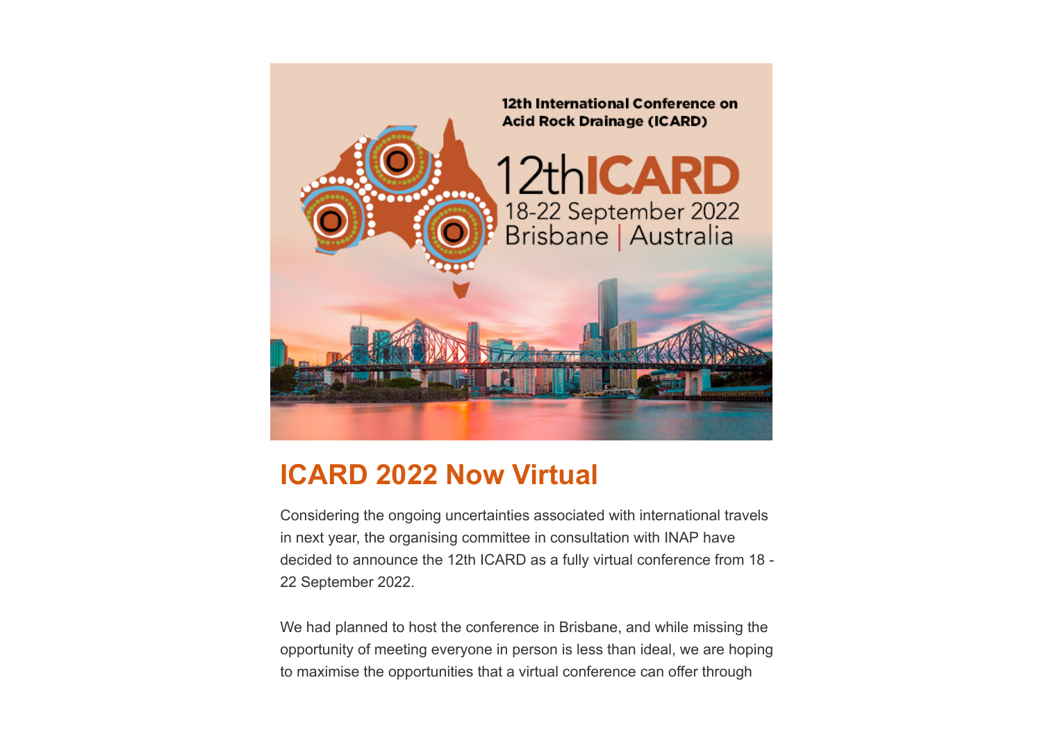12th International Conference on Acid Rock Drainage (ICARD)

12thICARD

18-22 September 2022

Brisbane | Australia

## ICARD 2022 Now Virtual

Considering the ongoing uncertainties associated with international travels in next year, the organising committee in consultation with INAP have decided to announce the 12th ICARD as a fully virtual conference from 18 - 22 September 2022.

We had planned to host the conference in Brisbane, and while missing the opportunity of meeting everyone in person is less than ideal, we are hoping to maximise the opportunities that a virtual conference can offer through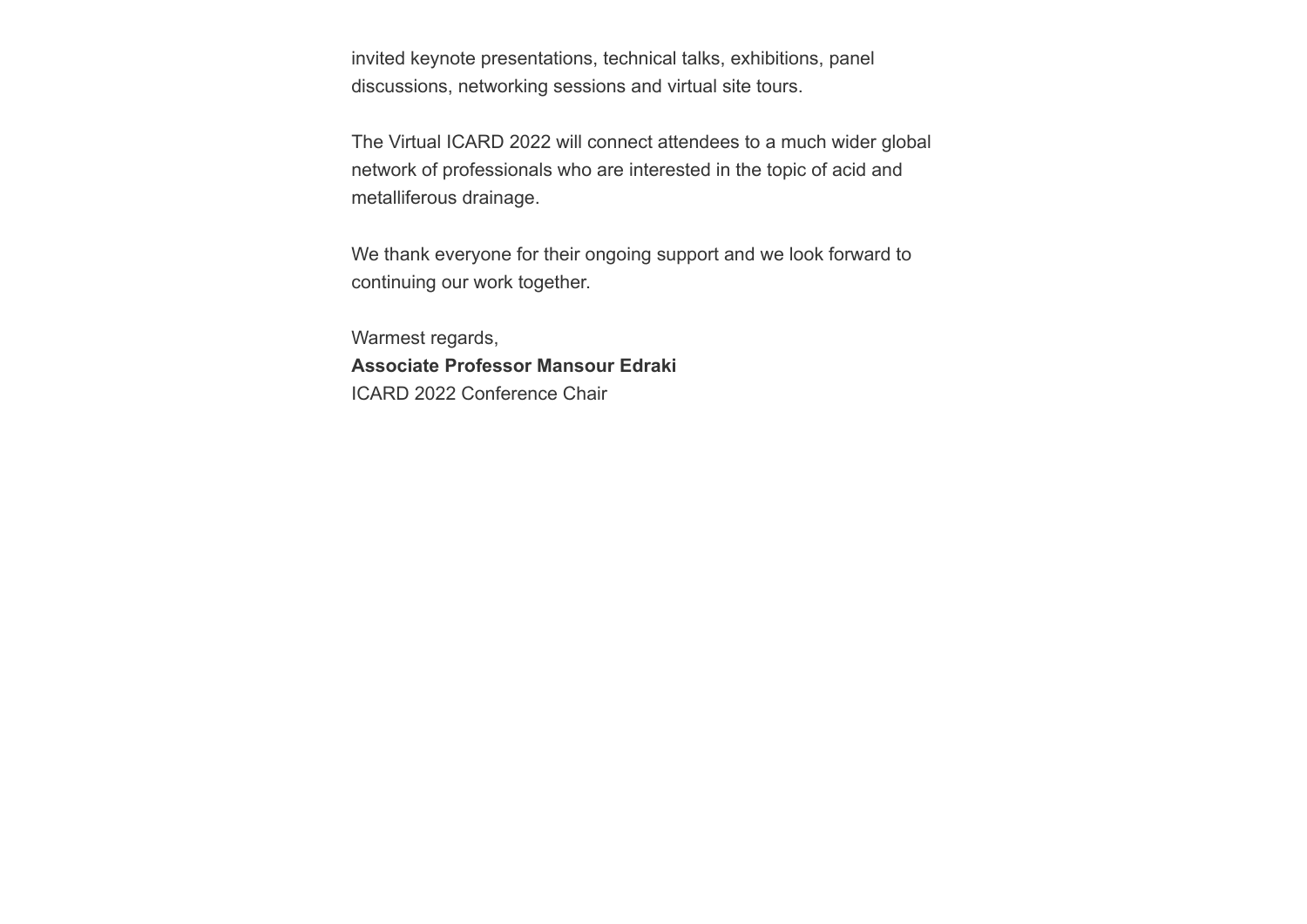invited keynote presentations, technical talks, exhibitions, panel discussions, networking sessions and virtual site tours.

The Virtual ICARD 2022 will connect attendees to a much wider global network of professionals who are interested in the topic of acid and metalliferous drainage.

We thank everyone for their ongoing support and we look forward to continuing our work together.

Warmest regards,
**Associate Professor Mansour Edraki**
ICARD 2022 Conference Chair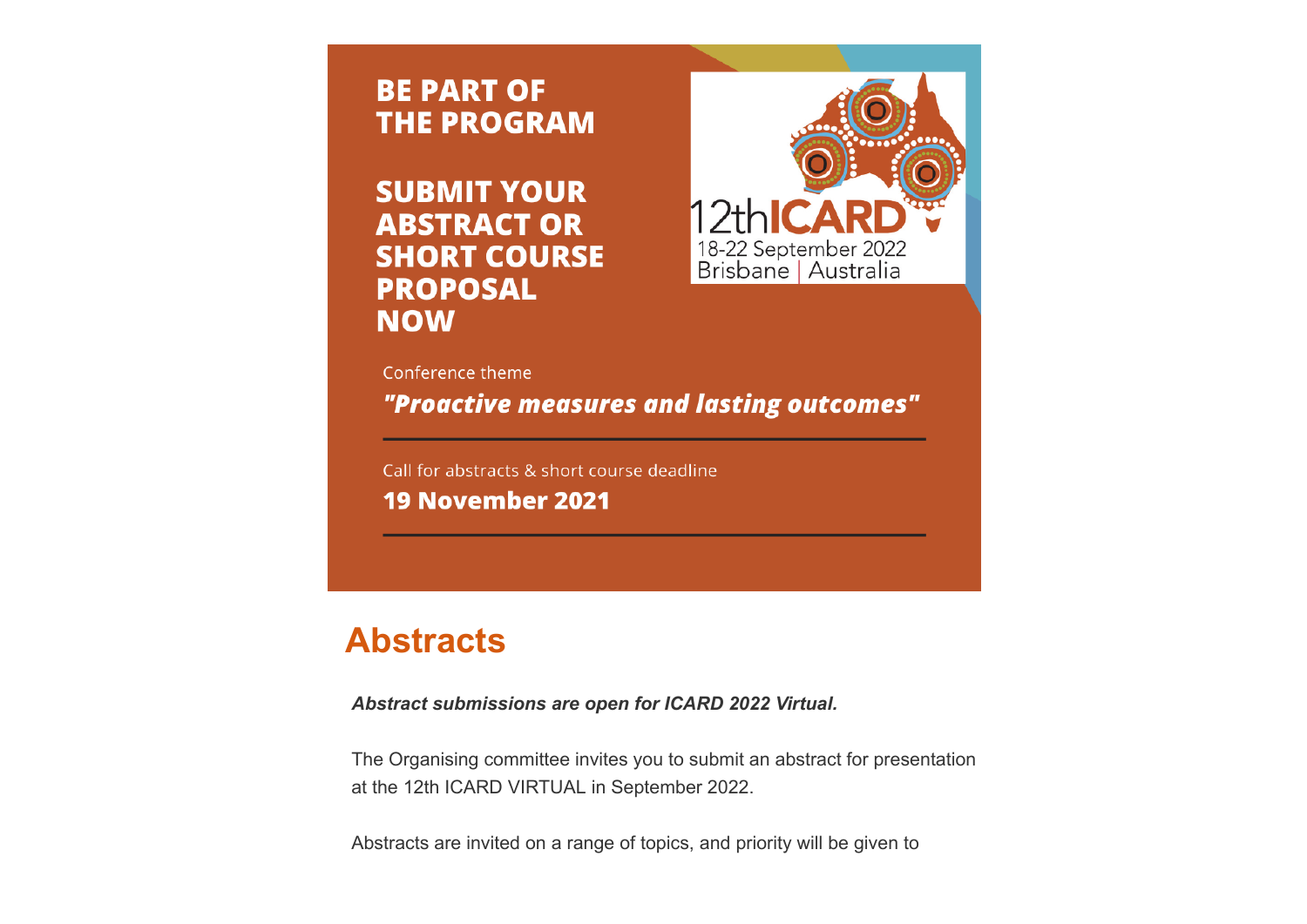**BE PART OF THE PROGRAM**

**SUBMIT YOUR ABSTRACT OR SHORT COURSE PROPOSAL NOW**

12thICARD
18-22 September 2022
Brisbane | Australia

Conference theme

***"Proactive measures and lasting outcomes"***

Call for abstracts & short course deadline

**19 November 2021**

## Abstracts

***Abstract submissions are open for ICARD 2022 Virtual.***

The Organising committee invites you to submit an abstract for presentation at the 12th ICARD VIRTUAL in September 2022.

Abstracts are invited on a range of topics, and priority will be given to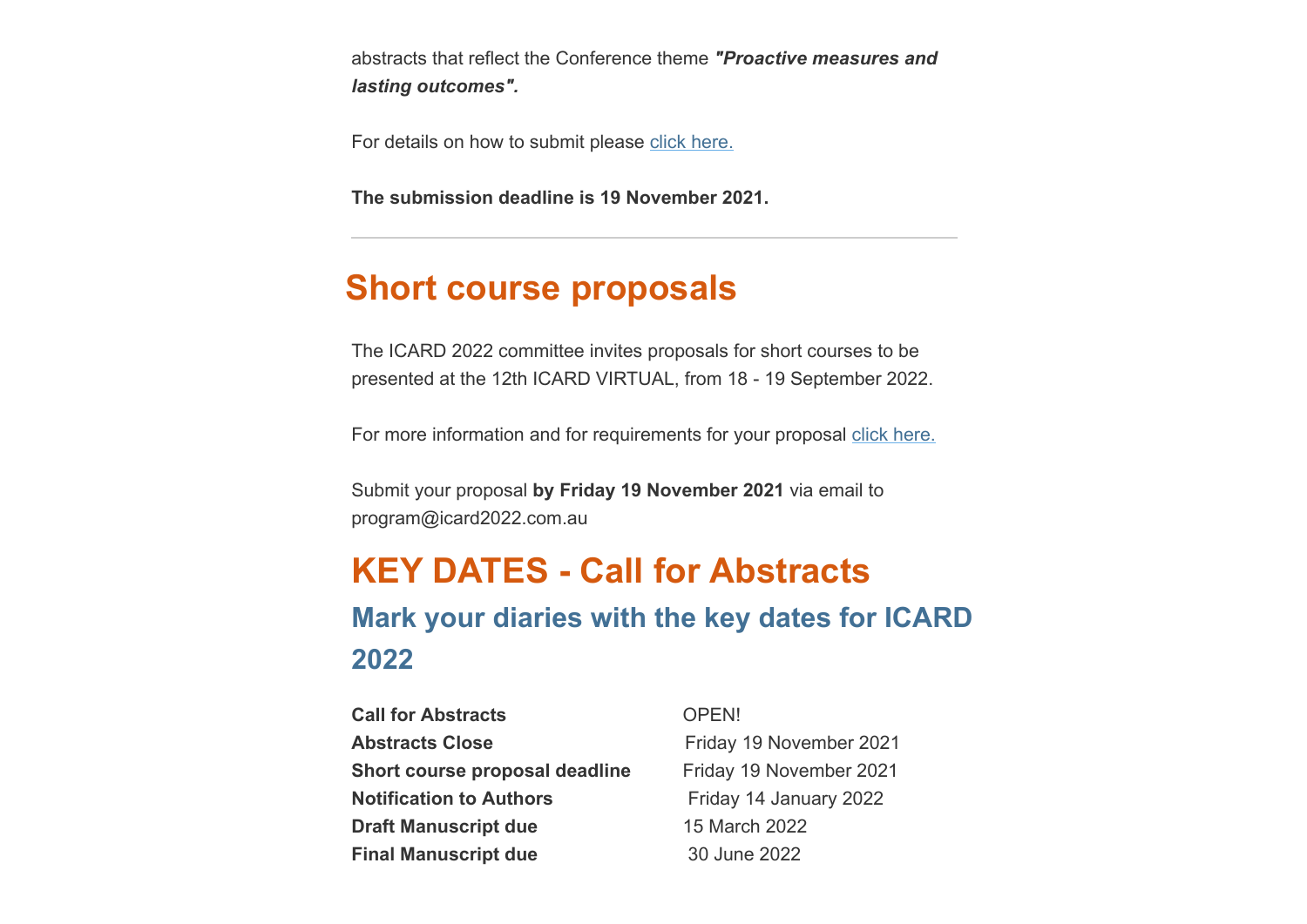abstracts that reflect the Conference theme ***"Proactive measures and lasting outcomes".***

For details on how to submit please click here.

**The submission deadline is 19 November 2021.**

---

## Short course proposals

The ICARD 2022 committee invites proposals for short courses to be presented at the 12th ICARD VIRTUAL, from 18 - 19 September 2022.

For more information and for requirements for your proposal click here.

Submit your proposal **by Friday 19 November 2021** via email to program@icard2022.com.au

## KEY DATES - Call for Abstracts

### Mark your diaries with the key dates for ICARD 2022

| | |
|---|---|
| **Call for Abstracts** | OPEN! |
| **Abstracts Close** | Friday 19 November 2021 |
| **Short course proposal deadline** | Friday 19 November 2021 |
| **Notification to Authors** | Friday 14 January 2022 |
| **Draft Manuscript due** | 15 March 2022 |
| **Final Manuscript due** | 30 June 2022 |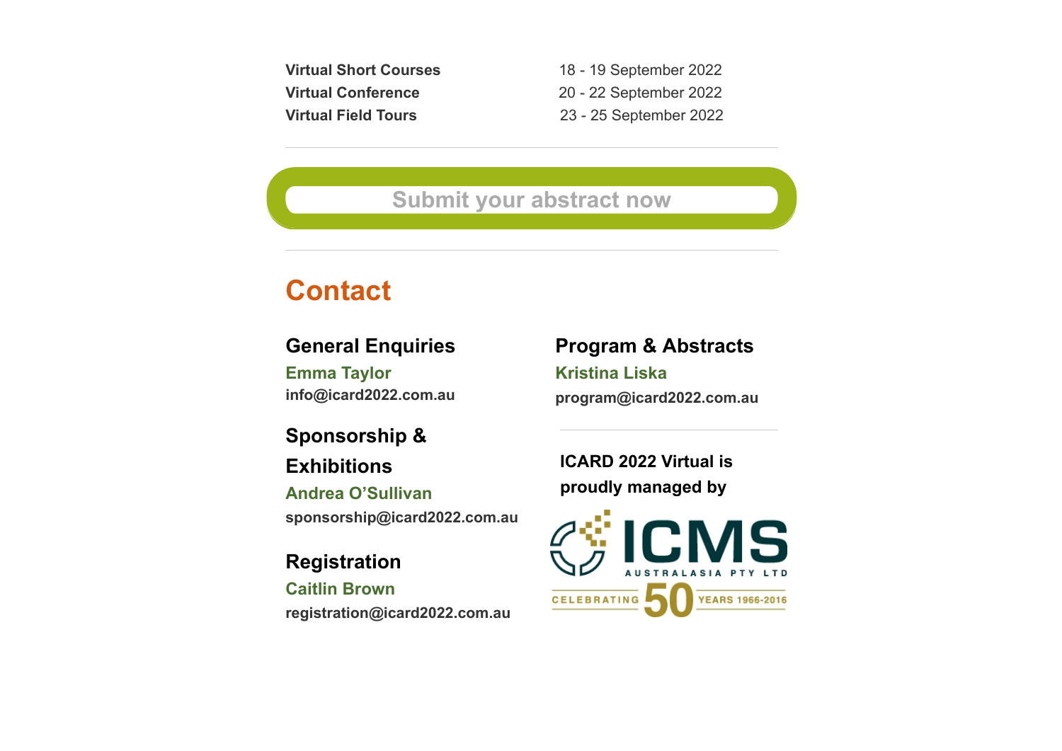| | |
|---|---|
| **Virtual Short Courses** | 18 - 19 September 2022 |
| **Virtual Conference** | 20 - 22 September 2022 |
| **Virtual Field Tours** | 23 - 25 September 2022 |

---

**Submit your abstract now**

---

## Contact

### General Enquiries

**Emma Taylor**
**info@icard2022.com.au**

### Sponsorship & Exhibitions

**Andrea O'Sullivan**
**sponsorship@icard2022.com.au**

### Registration

**Caitlin Brown**
**registration@icard2022.com.au**

### Program & Abstracts

**Kristina Liska**
**program@icard2022.com.au**

---

**ICARD 2022 Virtual is proudly managed by**

ICMS AUSTRALASIA PTY LTD
CELEBRATING 50 YEARS 1966-2016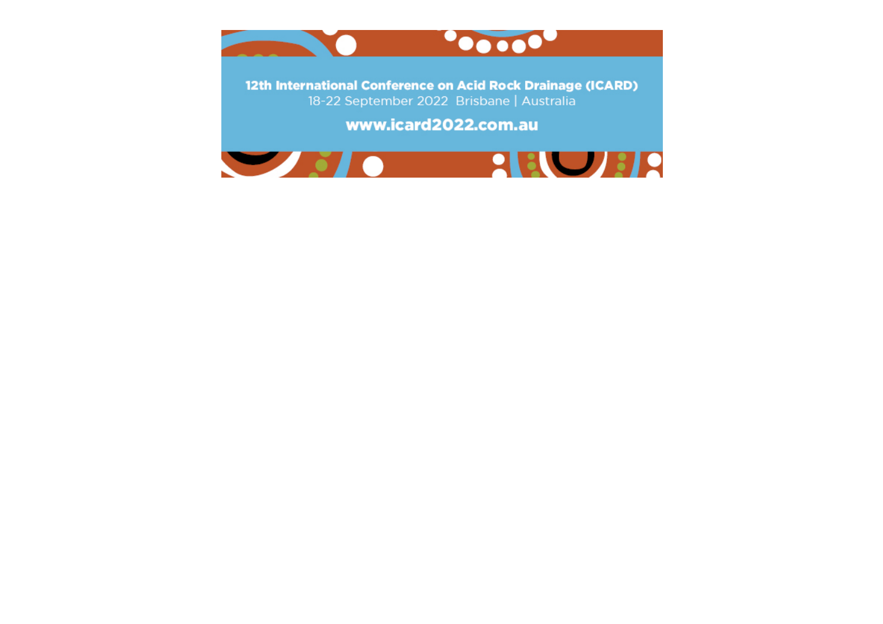**12th International Conference on Acid Rock Drainage (ICARD)**
18-22 September 2022 Brisbane | Australia

**www.icard2022.com.au**